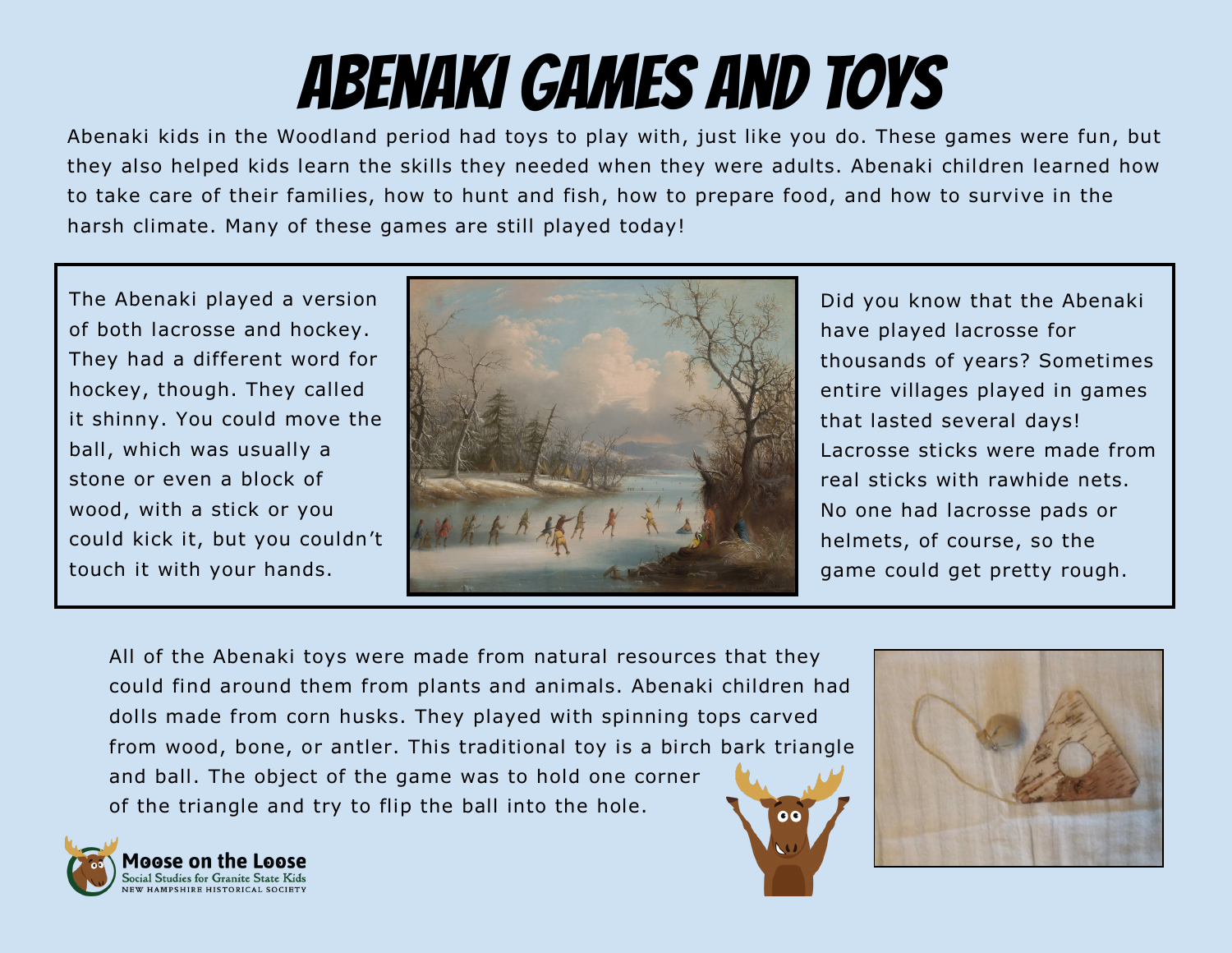# Abenaki Games and Toys

Abenaki kids in the Woodland period had toys to play with, just like you do. These games were fun, but they also helped kids learn the skills they needed when they were adults. Abenaki children learned how to take care of their families, how to hunt and fish, how to prepare food, and how to survive in the harsh climate. Many of these games are still played today!

The Abenaki played a version of both lacrosse and hockey. They had a different word for hockey, though. They called it shinny. You could move the ball, which was usually a stone or even a block of wood, with a stick or you could kick it, but you couldn't touch it with your hands.

Did you know that the Abenaki have played lacrosse for thousands of years? Sometimes entire villages played in games that lasted several days! Lacrosse sticks were made from real sticks with rawhide nets. No one had lacrosse pads or helmets, of course, so the game could get pretty rough.

All of the Abenaki toys were made from natural resources that they could find around them from plants and animals. Abenaki children had dolls made from corn husks. They played with spinning tops carved from wood, bone, or antler. This traditional toy is a birch bark triangle and ball. The object of the game was to hold one corner of the triangle and try to flip the ball into the hole.

Moose on the Loose
Social Studies for Granite State Kids
New Hampshire Historical Society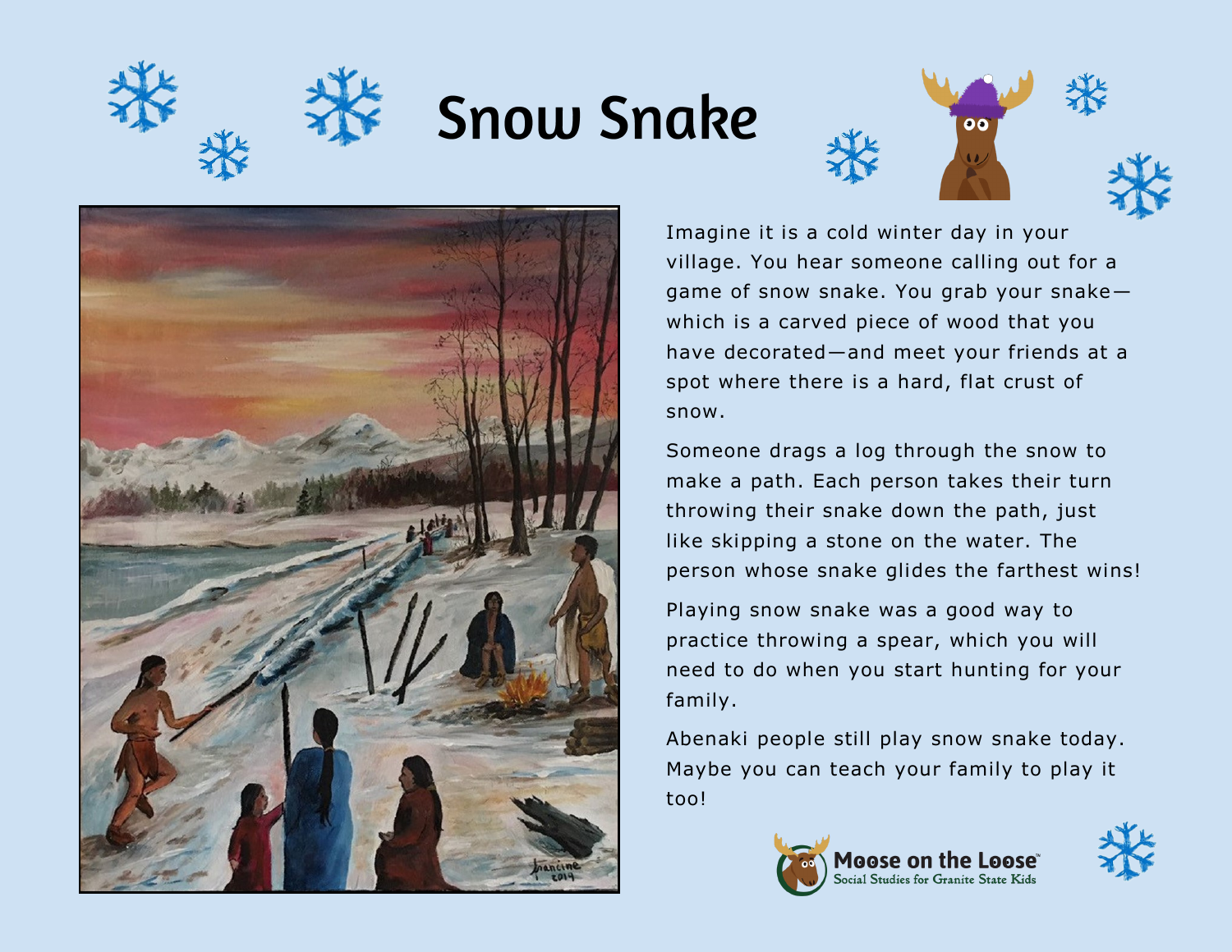# Snow Snake

Imagine it is a cold winter day in your village. You hear someone calling out for a game of snow snake. You grab your snake—which is a carved piece of wood that you have decorated—and meet your friends at a spot where there is a hard, flat crust of snow.

Someone drags a log through the snow to make a path. Each person takes their turn throwing their snake down the path, just like skipping a stone on the water. The person whose snake glides the farthest wins!

Playing snow snake was a good way to practice throwing a spear, which you will need to do when you start hunting for your family.

Abenaki people still play snow snake today. Maybe you can teach your family to play it too!

Moose on the Loose™
Social Studies for Granite State Kids